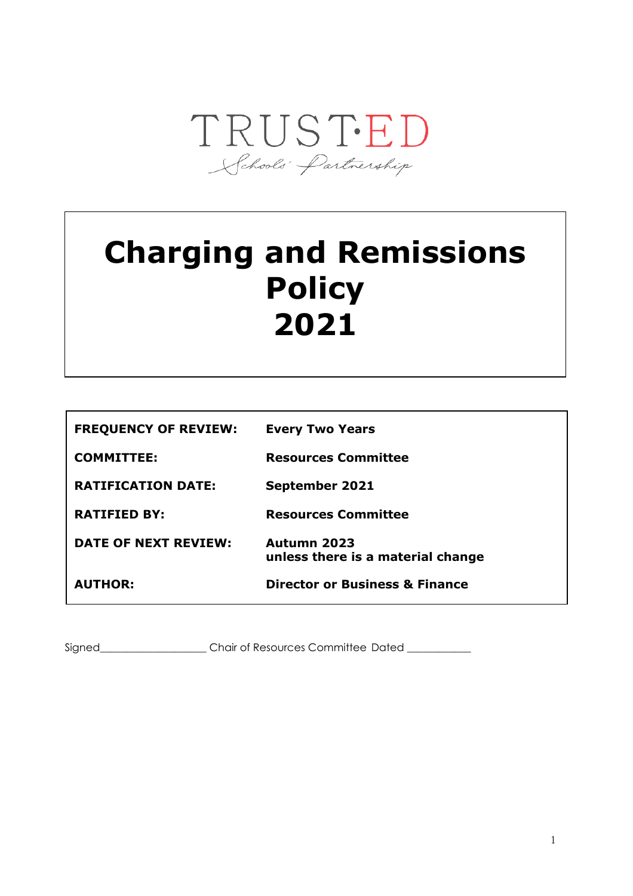TRUST·ED

Schools' Partnership

# Charging and Remissions Policy 2021

| | |
|---|---|
| **FREQUENCY OF REVIEW:** | **Every Two Years** |
| **COMMITTEE:** | **Resources Committee** |
| **RATIFICATION DATE:** | **September 2021** |
| **RATIFIED BY:** | **Resources Committee** |
| **DATE OF NEXT REVIEW:** | **Autumn 2023 unless there is a material change** |
| **AUTHOR:** | **Director or Business & Finance** |

Signed___________________ Chair of Resources Committee Dated ___________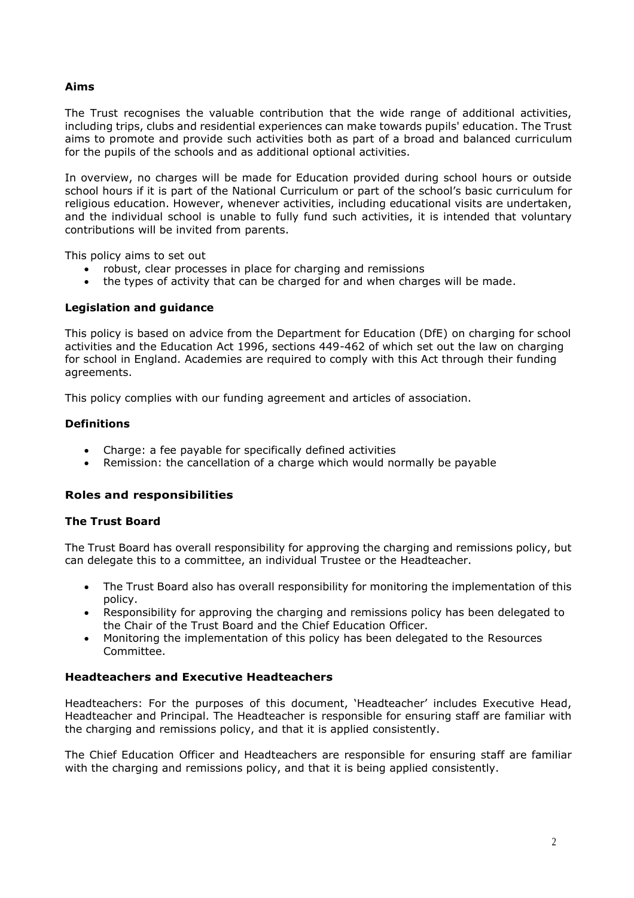## Aims

The Trust recognises the valuable contribution that the wide range of additional activities, including trips, clubs and residential experiences can make towards pupils' education. The Trust aims to promote and provide such activities both as part of a broad and balanced curriculum for the pupils of the schools and as additional optional activities.

In overview, no charges will be made for Education provided during school hours or outside school hours if it is part of the National Curriculum or part of the school's basic curriculum for religious education. However, whenever activities, including educational visits are undertaken, and the individual school is unable to fully fund such activities, it is intended that voluntary contributions will be invited from parents.

This policy aims to set out

- robust, clear processes in place for charging and remissions
- the types of activity that can be charged for and when charges will be made.

## Legislation and guidance

This policy is based on advice from the Department for Education (DfE) on charging for school activities and the Education Act 1996, sections 449-462 of which set out the law on charging for school in England. Academies are required to comply with this Act through their funding agreements.

This policy complies with our funding agreement and articles of association.

## Definitions

- Charge: a fee payable for specifically defined activities
- Remission: the cancellation of a charge which would normally be payable

## Roles and responsibilities

### The Trust Board

The Trust Board has overall responsibility for approving the charging and remissions policy, but can delegate this to a committee, an individual Trustee or the Headteacher.

- The Trust Board also has overall responsibility for monitoring the implementation of this policy.
- Responsibility for approving the charging and remissions policy has been delegated to the Chair of the Trust Board and the Chief Education Officer.
- Monitoring the implementation of this policy has been delegated to the Resources Committee.

### Headteachers and Executive Headteachers

Headteachers: For the purposes of this document, 'Headteacher' includes Executive Head, Headteacher and Principal. The Headteacher is responsible for ensuring staff are familiar with the charging and remissions policy, and that it is applied consistently.

The Chief Education Officer and Headteachers are responsible for ensuring staff are familiar with the charging and remissions policy, and that it is being applied consistently.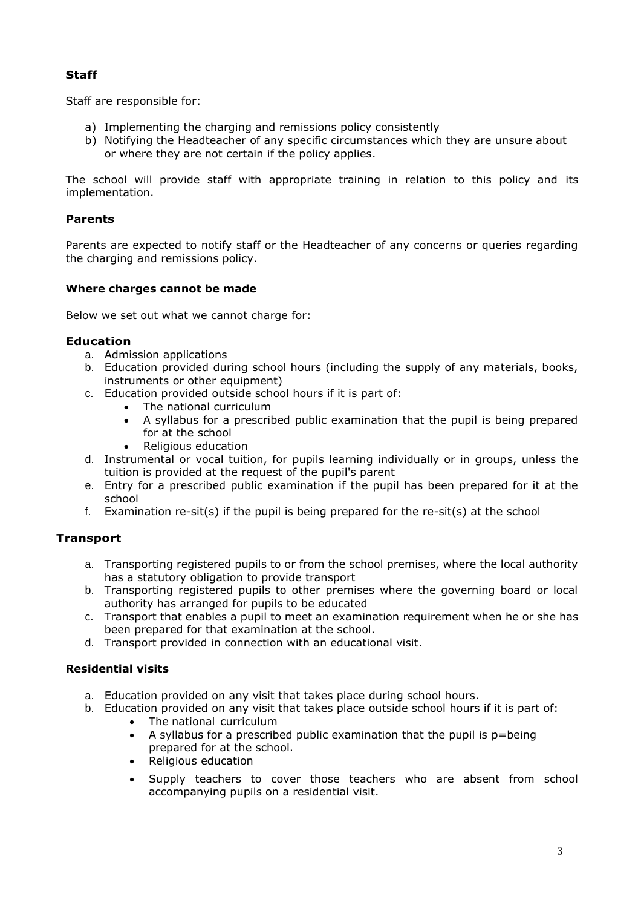### Staff

Staff are responsible for:

a) Implementing the charging and remissions policy consistently
b) Notifying the Headteacher of any specific circumstances which they are unsure about or where they are not certain if the policy applies.

The school will provide staff with appropriate training in relation to this policy and its implementation.

### Parents

Parents are expected to notify staff or the Headteacher of any concerns or queries regarding the charging and remissions policy.

### Where charges cannot be made

Below we set out what we cannot charge for:

### Education

a. Admission applications
b. Education provided during school hours (including the supply of any materials, books, instruments or other equipment)
c. Education provided outside school hours if it is part of:
   - The national curriculum
   - A syllabus for a prescribed public examination that the pupil is being prepared for at the school
   - Religious education
d. Instrumental or vocal tuition, for pupils learning individually or in groups, unless the tuition is provided at the request of the pupil's parent
e. Entry for a prescribed public examination if the pupil has been prepared for it at the school
f. Examination re-sit(s) if the pupil is being prepared for the re-sit(s) at the school

### Transport

a. Transporting registered pupils to or from the school premises, where the local authority has a statutory obligation to provide transport
b. Transporting registered pupils to other premises where the governing board or local authority has arranged for pupils to be educated
c. Transport that enables a pupil to meet an examination requirement when he or she has been prepared for that examination at the school.
d. Transport provided in connection with an educational visit.

### Residential visits

a. Education provided on any visit that takes place during school hours.
b. Education provided on any visit that takes place outside school hours if it is part of:
   - The national curriculum
   - A syllabus for a prescribed public examination that the pupil is p=being prepared for at the school.
   - Religious education
   - Supply teachers to cover those teachers who are absent from school accompanying pupils on a residential visit.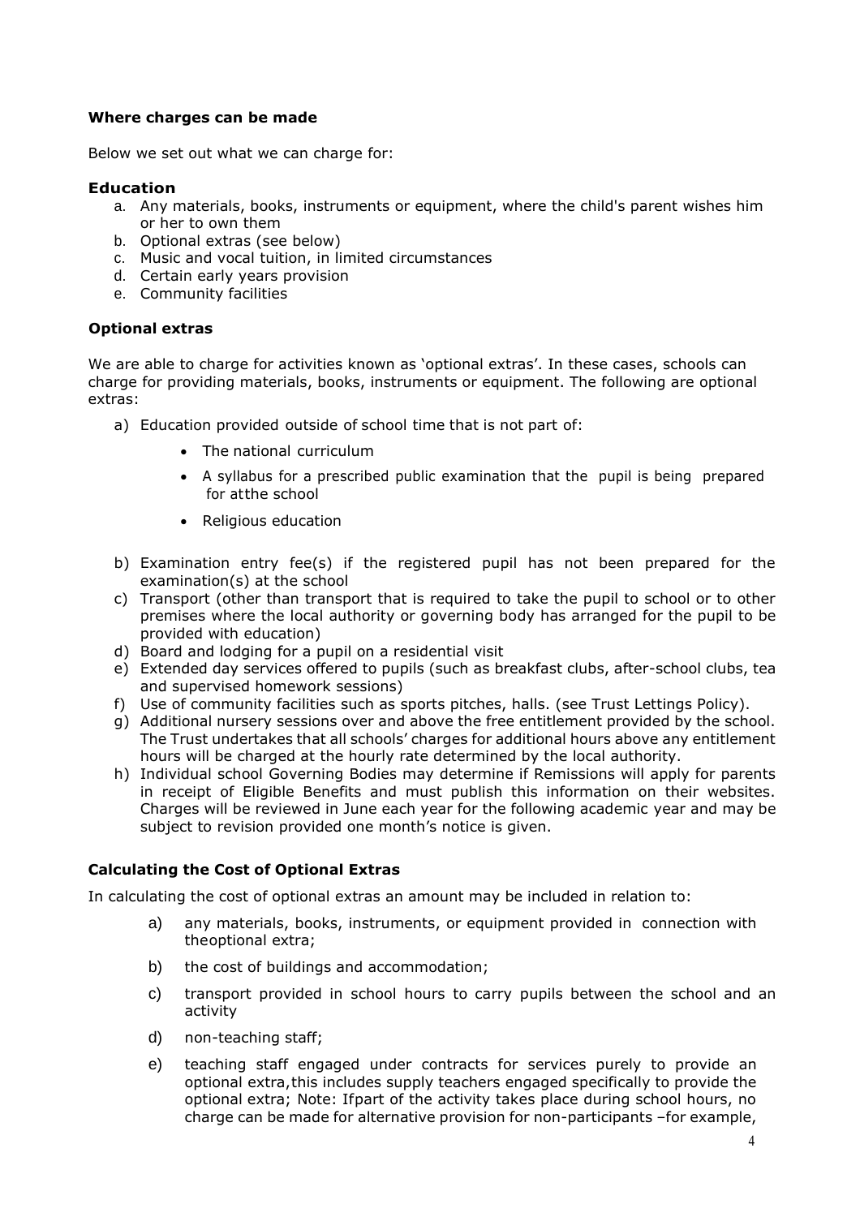### Where charges can be made

Below we set out what we can charge for:

### Education

a. Any materials, books, instruments or equipment, where the child's parent wishes him or her to own them
b. Optional extras (see below)
c. Music and vocal tuition, in limited circumstances
d. Certain early years provision
e. Community facilities

### Optional extras

We are able to charge for activities known as 'optional extras'. In these cases, schools can charge for providing materials, books, instruments or equipment. The following are optional extras:

a) Education provided outside of school time that is not part of:
   - The national curriculum
   - A syllabus for a prescribed public examination that the pupil is being prepared for atthe school
   - Religious education
b) Examination entry fee(s) if the registered pupil has not been prepared for the examination(s) at the school
c) Transport (other than transport that is required to take the pupil to school or to other premises where the local authority or governing body has arranged for the pupil to be provided with education)
d) Board and lodging for a pupil on a residential visit
e) Extended day services offered to pupils (such as breakfast clubs, after-school clubs, tea and supervised homework sessions)
f) Use of community facilities such as sports pitches, halls. (see Trust Lettings Policy).
g) Additional nursery sessions over and above the free entitlement provided by the school. The Trust undertakes that all schools' charges for additional hours above any entitlement hours will be charged at the hourly rate determined by the local authority.
h) Individual school Governing Bodies may determine if Remissions will apply for parents in receipt of Eligible Benefits and must publish this information on their websites. Charges will be reviewed in June each year for the following academic year and may be subject to revision provided one month's notice is given.

### Calculating the Cost of Optional Extras

In calculating the cost of optional extras an amount may be included in relation to:

a) any materials, books, instruments, or equipment provided in connection with theoptional extra;
b) the cost of buildings and accommodation;
c) transport provided in school hours to carry pupils between the school and an activity
d) non-teaching staff;
e) teaching staff engaged under contracts for services purely to provide an optional extra,this includes supply teachers engaged specifically to provide the optional extra; Note: Ifpart of the activity takes place during school hours, no charge can be made for alternative provision for non-participants –for example,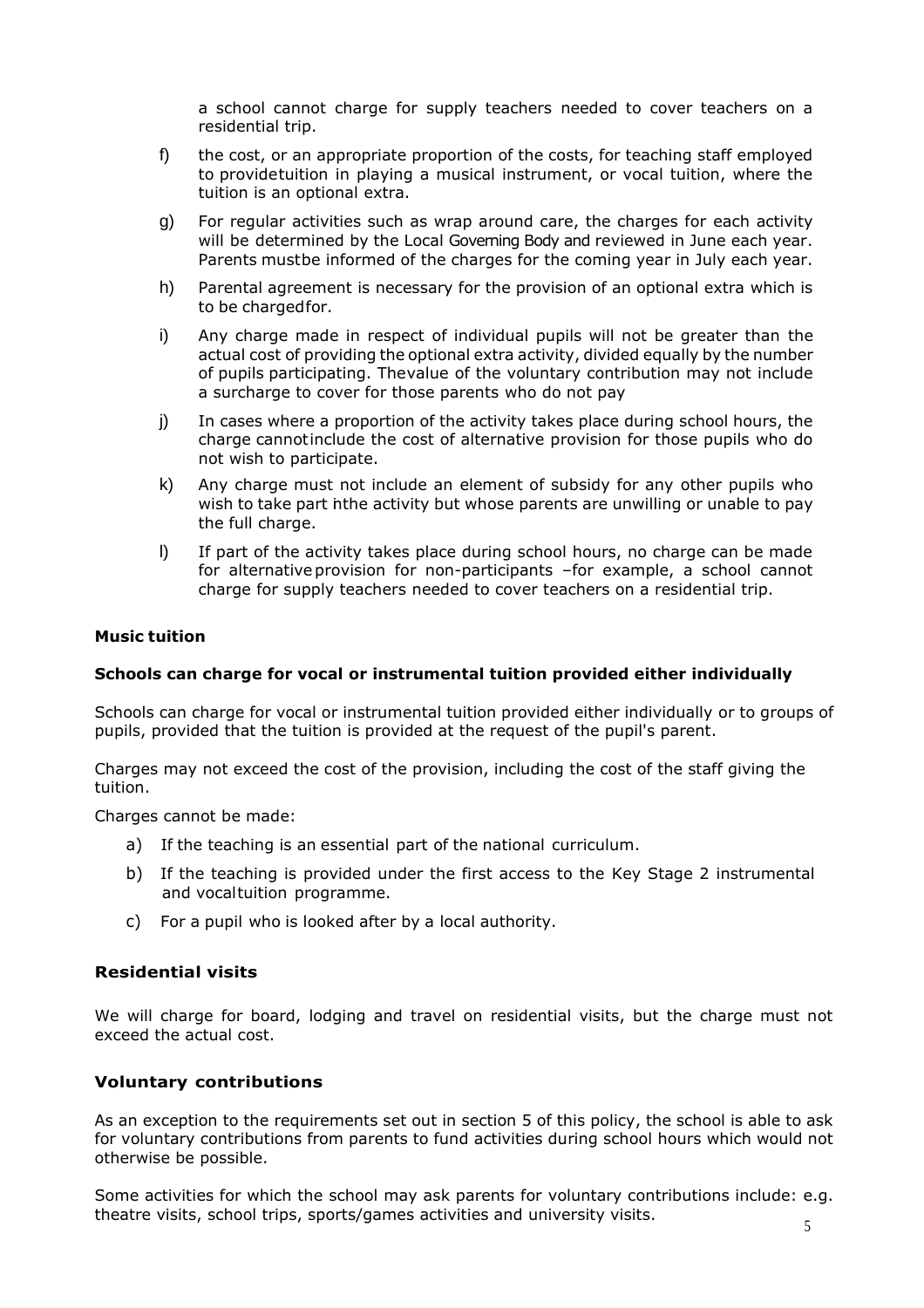a school cannot charge for supply teachers needed to cover teachers on a residential trip.

f) the cost, or an appropriate proportion of the costs, for teaching staff employed to providetuition in playing a musical instrument, or vocal tuition, where the tuition is an optional extra.

g) For regular activities such as wrap around care, the charges for each activity will be determined by the Local Governing Body and reviewed in June each year. Parents mustbe informed of the charges for the coming year in July each year.

h) Parental agreement is necessary for the provision of an optional extra which is to be chargedfor.

i) Any charge made in respect of individual pupils will not be greater than the actual cost of providing the optional extra activity, divided equally by the number of pupils participating. Thevalue of the voluntary contribution may not include a surcharge to cover for those parents who do not pay

j) In cases where a proportion of the activity takes place during school hours, the charge cannotinclude the cost of alternative provision for those pupils who do not wish to participate.

k) Any charge must not include an element of subsidy for any other pupils who wish to take part inthe activity but whose parents are unwilling or unable to pay the full charge.

l) If part of the activity takes place during school hours, no charge can be made for alternativeprovision for non-participants –for example, a school cannot charge for supply teachers needed to cover teachers on a residential trip.

### Music tuition

**Schools can charge for vocal or instrumental tuition provided either individually**

Schools can charge for vocal or instrumental tuition provided either individually or to groups of pupils, provided that the tuition is provided at the request of the pupil's parent.

Charges may not exceed the cost of the provision, including the cost of the staff giving the tuition.

Charges cannot be made:

a) If the teaching is an essential part of the national curriculum.
b) If the teaching is provided under the first access to the Key Stage 2 instrumental and vocaltuition programme.
c) For a pupil who is looked after by a local authority.

### Residential visits

We will charge for board, lodging and travel on residential visits, but the charge must not exceed the actual cost.

### Voluntary contributions

As an exception to the requirements set out in section 5 of this policy, the school is able to ask for voluntary contributions from parents to fund activities during school hours which would not otherwise be possible.

Some activities for which the school may ask parents for voluntary contributions include: e.g. theatre visits, school trips, sports/games activities and university visits.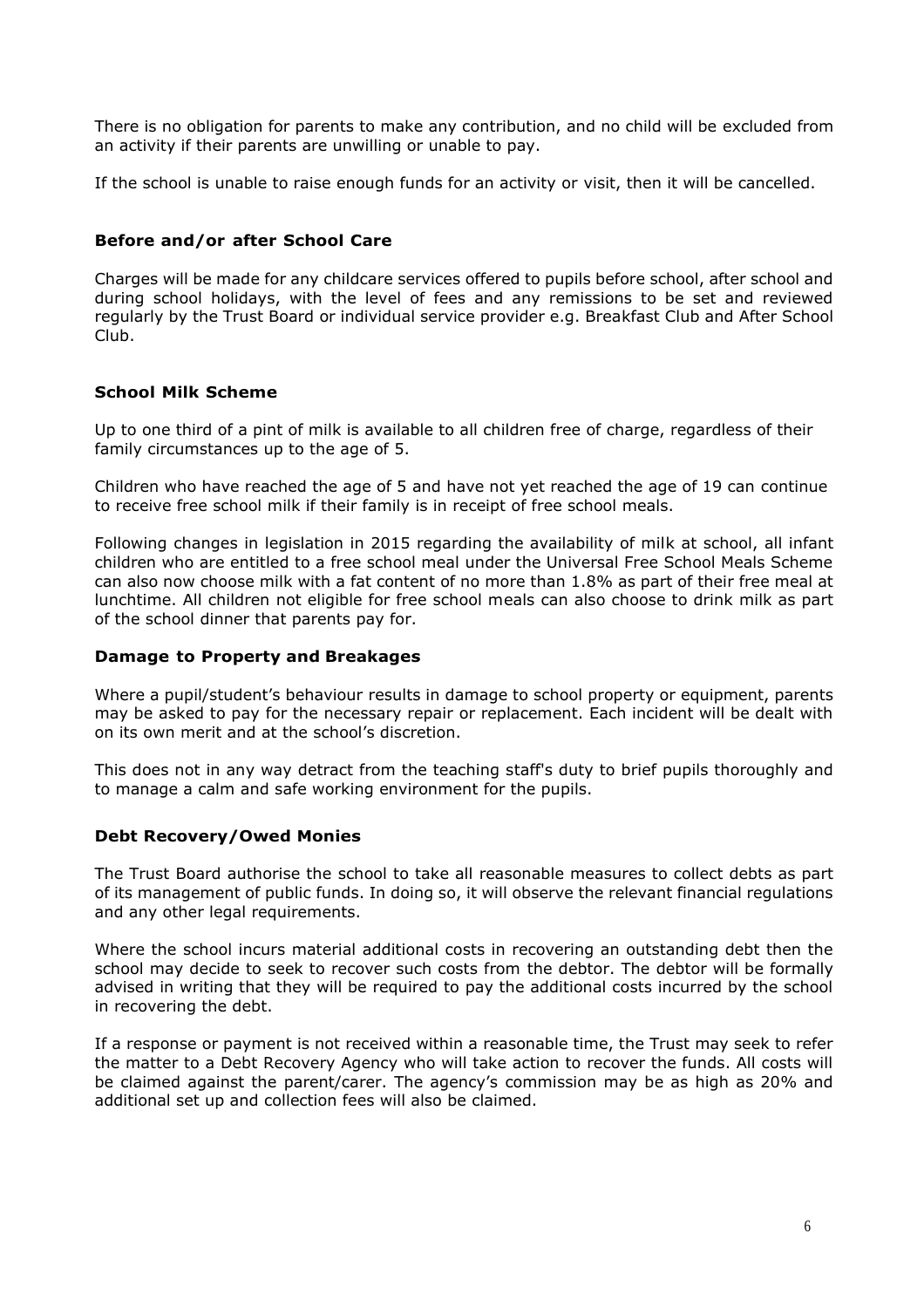There is no obligation for parents to make any contribution, and no child will be excluded from an activity if their parents are unwilling or unable to pay.

If the school is unable to raise enough funds for an activity or visit, then it will be cancelled.

### Before and/or after School Care

Charges will be made for any childcare services offered to pupils before school, after school and during school holidays, with the level of fees and any remissions to be set and reviewed regularly by the Trust Board or individual service provider e.g. Breakfast Club and After School Club.

### School Milk Scheme

Up to one third of a pint of milk is available to all children free of charge, regardless of their family circumstances up to the age of 5.

Children who have reached the age of 5 and have not yet reached the age of 19 can continue to receive free school milk if their family is in receipt of free school meals.

Following changes in legislation in 2015 regarding the availability of milk at school, all infant children who are entitled to a free school meal under the Universal Free School Meals Scheme can also now choose milk with a fat content of no more than 1.8% as part of their free meal at lunchtime. All children not eligible for free school meals can also choose to drink milk as part of the school dinner that parents pay for.

### Damage to Property and Breakages

Where a pupil/student's behaviour results in damage to school property or equipment, parents may be asked to pay for the necessary repair or replacement. Each incident will be dealt with on its own merit and at the school's discretion.

This does not in any way detract from the teaching staff's duty to brief pupils thoroughly and to manage a calm and safe working environment for the pupils.

### Debt Recovery/Owed Monies

The Trust Board authorise the school to take all reasonable measures to collect debts as part of its management of public funds. In doing so, it will observe the relevant financial regulations and any other legal requirements.

Where the school incurs material additional costs in recovering an outstanding debt then the school may decide to seek to recover such costs from the debtor. The debtor will be formally advised in writing that they will be required to pay the additional costs incurred by the school in recovering the debt.

If a response or payment is not received within a reasonable time, the Trust may seek to refer the matter to a Debt Recovery Agency who will take action to recover the funds. All costs will be claimed against the parent/carer. The agency's commission may be as high as 20% and additional set up and collection fees will also be claimed.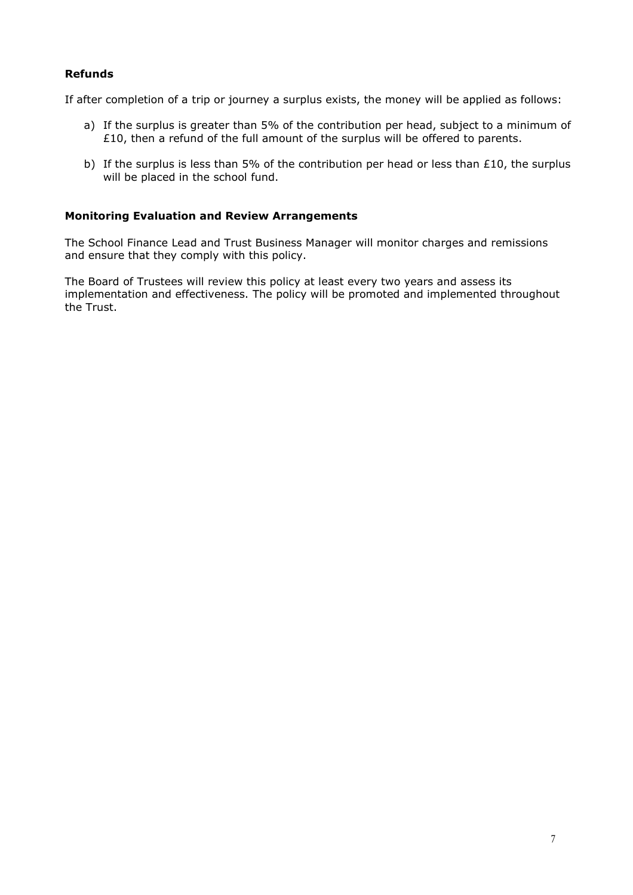**Refunds**

If after completion of a trip or journey a surplus exists, the money will be applied as follows:

a) If the surplus is greater than 5% of the contribution per head, subject to a minimum of £10, then a refund of the full amount of the surplus will be offered to parents.

b) If the surplus is less than 5% of the contribution per head or less than £10, the surplus will be placed in the school fund.

**Monitoring Evaluation and Review Arrangements**

The School Finance Lead and Trust Business Manager will monitor charges and remissions and ensure that they comply with this policy.

The Board of Trustees will review this policy at least every two years and assess its implementation and effectiveness. The policy will be promoted and implemented throughout the Trust.